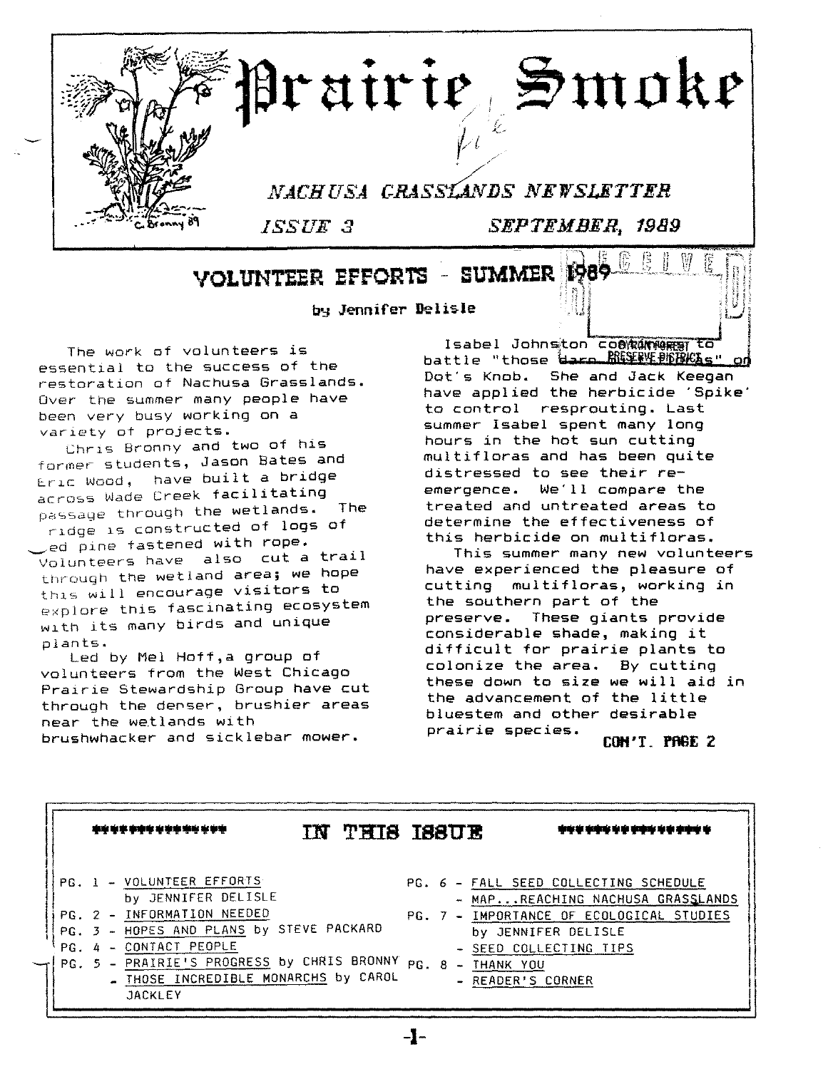# Prairie Smoke

*NACHUSA GRASSLANDS NEWSLETTER*

*ISSUE 3* *SEPTEMBER, 1989*

## VOLUNTEER EFFORTS - SUMMER 1989

by Jennifer Delisle

The work of volunteers is essential to the success of the restoration of Nachusa Grasslands. Over the summer many people have been very busy working on a variety of projects.

Chris Bronny and two of his former students, Jason Bates and Eric Wood, have built a bridge across Wade Creek facilitating passage through the wetlands. The bridge is constructed of logs of red pine fastened with rope. Volunteers have also cut a trail through the wetland area; we hope this will encourage visitors to explore this fascinating ecosystem with its many birds and unique plants.

Led by Mel Hoff, a group of volunteers from the West Chicago Prairie Stewardship Group have cut through the denser, brushier areas near the wetlands with brushwhacker and sicklebar mower.

Isabel Johnston continues to battle "those darn multifloras" on Dot's Knob. She and Jack Keegan have applied the herbicide 'Spike' to control resprouting. Last summer Isabel spent many long hours in the hot sun cutting multifloras and has been quite distressed to see their re-emergence. We'll compare the treated and untreated areas to determine the effectiveness of this herbicide on multifloras.

This summer many new volunteers have experienced the pleasure of cutting multifloras, working in the southern part of the preserve. These giants provide considerable shade, making it difficult for prairie plants to colonize the area. By cutting these down to size we will aid in the advancement of the little bluestem and other desirable prairie species.

**CON'T. PAGE 2**

## IN THIS ISSUE

- PG. 1 - VOLUNTEER EFFORTS by JENNIFER DELISLE
- PG. 2 - INFORMATION NEEDED
- PG. 3 - HOPES AND PLANS by STEVE PACKARD
- PG. 4 - CONTACT PEOPLE
- PG. 5 - PRAIRIE'S PROGRESS by CHRIS BRONNY
  - THOSE INCREDIBLE MONARCHS by CAROL JACKLEY
- PG. 6 - FALL SEED COLLECTING SCHEDULE
  - MAP...REACHING NACHUSA GRASSLANDS
- PG. 7 - IMPORTANCE OF ECOLOGICAL STUDIES by JENNIFER DELISLE
  - SEED COLLECTING TIPS
- PG. 8 - THANK YOU
  - READER'S CORNER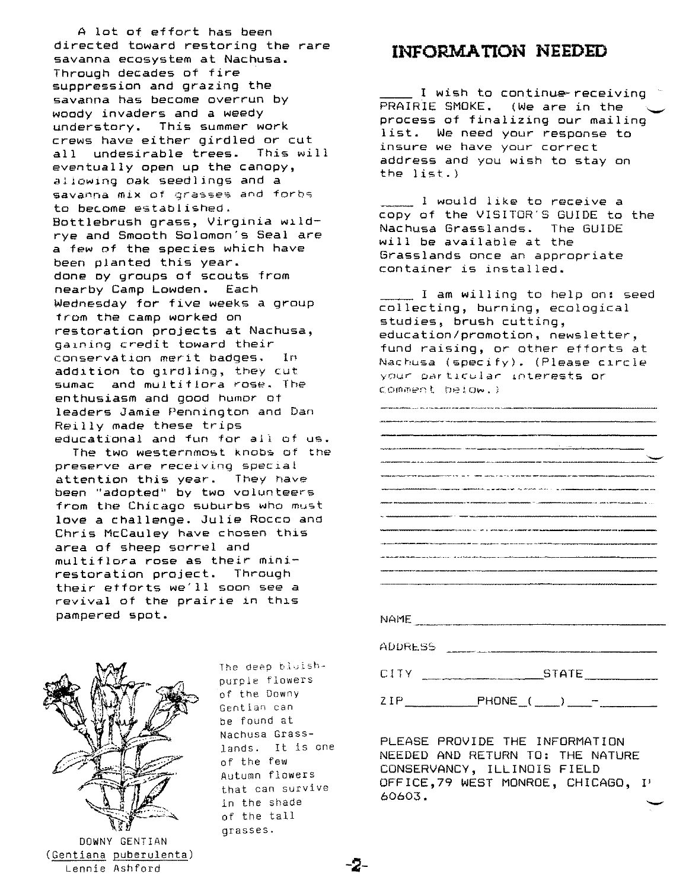A lot of effort has been directed toward restoring the rare savanna ecosystem at Nachusa. Through decades of fire suppression and grazing the savanna has become overrun by woody invaders and a weedy understory. This summer work crews have either girdled or cut all undesirable trees. This will eventually open up the canopy, allowing oak seedlings and a savanna mix of grasses and forbs to become established. Bottlebrush grass, Virginia wild-rye and Smooth Solomon's Seal are a few of the species which have been planted this year. done by groups of scouts from nearby Camp Lowden. Each Wednesday for five weeks a group from the camp worked on restoration projects at Nachusa, gaining credit toward their conservation merit badges. In addition to girdling, they cut sumac and multiflora rose. The enthusiasm and good humor of leaders Jamie Pennington and Dan Reilly made these trips educational and fun for all of us.

The two westernmost knobs of the preserve are receiving special attention this year. They have been "adopted" by two volunteers from the Chicago suburbs who must love a challenge. Julie Rocco and Chris McCauley have chosen this area of sheep sorrel and multiflora rose as their mini-restoration project. Through their efforts we'll soon see a revival of the prairie in this pampered spot.

DOWNY GENTIAN
(Gentiana puberulenta)
Lennie Ashford

The deep bluish-purple flowers of the Downy Gentian can be found at Nachusa Grasslands. It is one of the few Autumn flowers that can survive in the shade of the tall grasses.

# INFORMATION NEEDED

____ I wish to continue receiving PRAIRIE SMOKE. (We are in the process of finalizing our mailing list. We need your response to insure we have your correct address and you wish to stay on the list.)

____ I would like to receive a copy of the VISITOR'S GUIDE to the Nachusa Grasslands. The GUIDE will be available at the Grasslands once an appropriate container is installed.

____ I am willing to help on: seed collecting, burning, ecological studies, brush cutting, education/promotion, newsletter, fund raising, or other efforts at Nachusa (specify). (Please circle your particular interests or comment below.)

______________________________________________

______________________________________________

______________________________________________

______________________________________________

______________________________________________

______________________________________________

______________________________________________

______________________________________________

______________________________________________

______________________________________________

______________________________________________

______________________________________________

______________________________________________

NAME ______________________________

ADDRESS ______________________________

CITY ______________ STATE ________

ZIP ________ PHONE (___) ___-______

PLEASE PROVIDE THE INFORMATION NEEDED AND RETURN TO: THE NATURE CONSERVANCY, ILLINOIS FIELD OFFICE, 79 WEST MONROE, CHICAGO, I' 60603.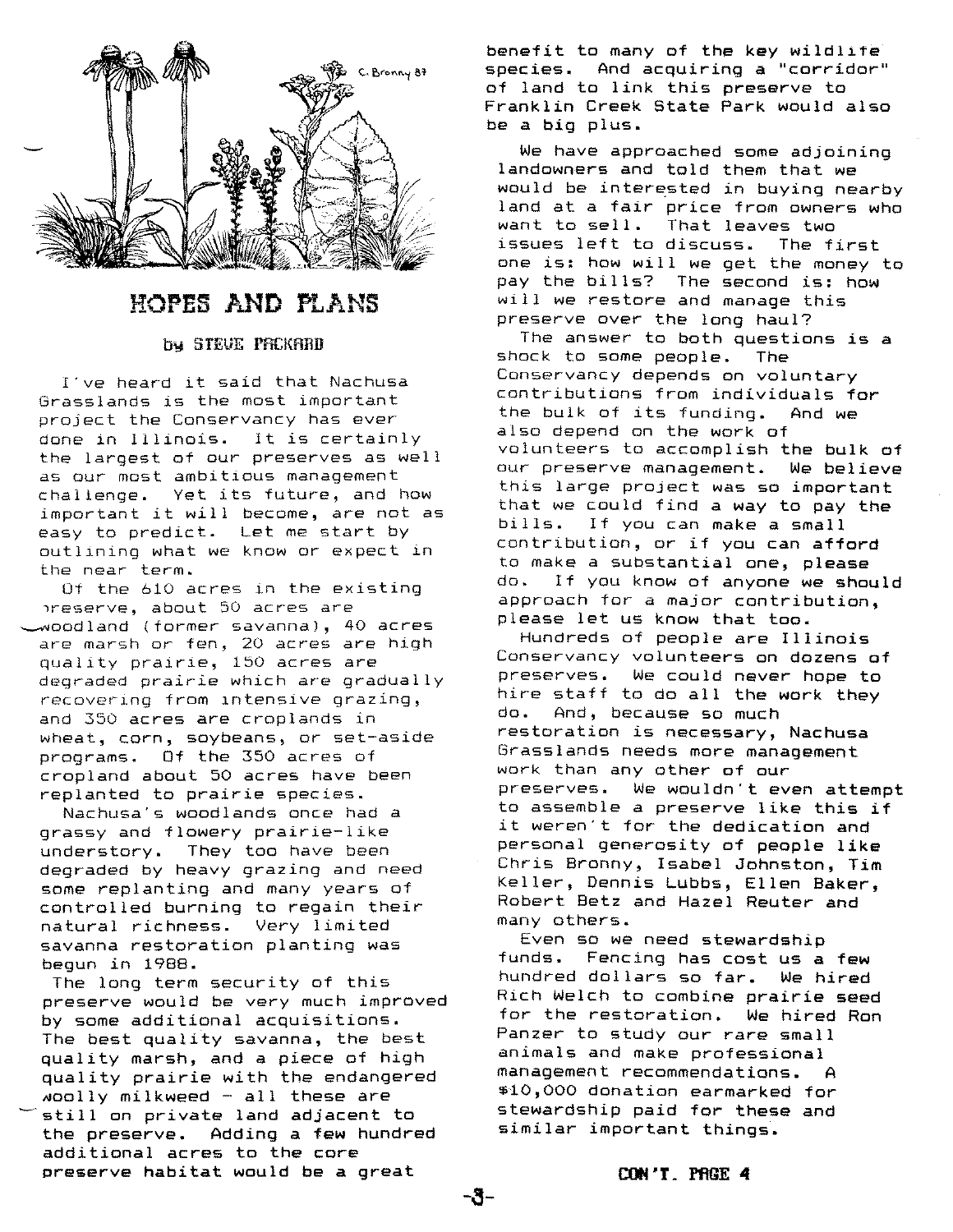# HOPES AND PLANS

by STEVE PACKARD

I've heard it said that Nachusa Grasslands is the most important project the Conservancy has ever done in Illinois. It is certainly the largest of our preserves as well as our most ambitious management challenge. Yet its future, and how important it will become, are not as easy to predict. Let me start by outlining what we know or expect in the near term.

Of the 610 acres in the existing preserve, about 50 acres are woodland (former savanna), 40 acres are marsh or fen, 20 acres are high quality prairie, 150 acres are degraded prairie which are gradually recovering from intensive grazing, and 350 acres are croplands in wheat, corn, soybeans, or set-aside programs. Of the 350 acres of cropland about 50 acres have been replanted to prairie species.

Nachusa's woodlands once had a grassy and flowery prairie-like understory. They too have been degraded by heavy grazing and need some replanting and many years of controlled burning to regain their natural richness. Very limited savanna restoration planting was begun in 1988.

The long term security of this preserve would be very much improved by some additional acquisitions. The best quality savanna, the best quality marsh, and a piece of high quality prairie with the endangered woolly milkweed - all these are still on private land adjacent to the preserve. Adding a few hundred additional acres to the core preserve habitat would be a great benefit to many of the key wildlife species. And acquiring a "corridor" of land to link this preserve to Franklin Creek State Park would also be a big plus.

We have approached some adjoining landowners and told them that we would be interested in buying nearby land at a fair price from owners who want to sell. That leaves two issues left to discuss. The first one is: how will we get the money to pay the bills? The second is: how will we restore and manage this preserve over the long haul?

The answer to both questions is a shock to some people. The Conservancy depends on voluntary contributions from individuals for the bulk of its funding. And we also depend on the work of volunteers to accomplish the bulk of our preserve management. We believe this large project was so important that we could find a way to pay the bills. If you can make a small contribution, or if you can afford to make a substantial one, please do. If you know of anyone we should approach for a major contribution, please let us know that too.

Hundreds of people are Illinois Conservancy volunteers on dozens of preserves. We could never hope to hire staff to do all the work they do. And, because so much restoration is necessary, Nachusa Grasslands needs more management work than any other of our preserves. We wouldn't even attempt to assemble a preserve like this if it weren't for the dedication and personal generosity of people like Chris Bronny, Isabel Johnston, Tim Keller, Dennis Lubbs, Ellen Baker, Robert Betz and Hazel Reuter and many others.

Even so we need stewardship funds. Fencing has cost us a few hundred dollars so far. We hired Rich Welch to combine prairie seed for the restoration. We hired Ron Panzer to study our rare small animals and make professional management recommendations. A $10,000 donation earmarked for stewardship paid for these and similar important things.

**CON'T. PAGE 4**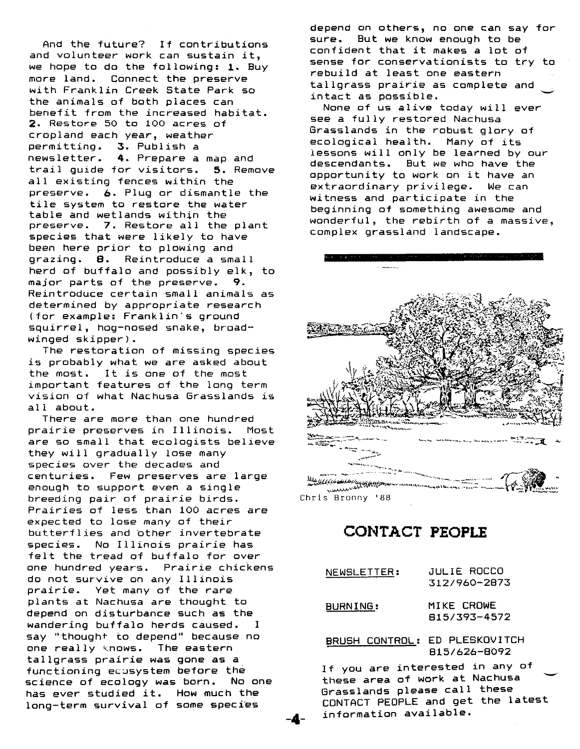And the future? If contributions and volunteer work can sustain it, we hope to do the following: **1.** Buy more land. Connect the preserve with Franklin Creek State Park so the animals of both places can benefit from the increased habitat. **2.** Restore 50 to 100 acres of cropland each year, weather permitting. **3.** Publish a newsletter. **4.** Prepare a map and trail guide for visitors. **5.** Remove all existing fences within the preserve. **6.** Plug or dismantle the tile system to restore the water table and wetlands within the preserve. **7.** Restore all the plant species that were likely to have been here prior to plowing and grazing. **8.** Reintroduce a small herd of buffalo and possibly elk, to major parts of the preserve. **9.** Reintroduce certain small animals as determined by appropriate research (for example: Franklin's ground squirrel, hog-nosed snake, broad-winged skipper).

The restoration of missing species is probably what we are asked about the most. It is one of the most important features of the long term vision of what Nachusa Grasslands is all about.

There are more than one hundred prairie preserves in Illinois. Most are so small that ecologists believe they will gradually lose many species over the decades and centuries. Few preserves are large enough to support even a single breeding pair of prairie birds. Prairies of less than 100 acres are expected to lose many of their butterflies and other invertebrate species. No Illinois prairie has felt the tread of buffalo for over one hundred years. Prairie chickens do not survive on any Illinois prairie. Yet many of the rare plants at Nachusa are thought to depend on disturbance such as the wandering buffalo herds caused. I say "thought to depend" because no one really knows. The eastern tallgrass prairie was gone as a functioning ecosystem before the science of ecology was born. No one has ever studied it. How much the long-term survival of some species depend on others, no one can say for sure. But we know enough to be confident that it makes a lot of sense for conservationists to try to rebuild at least one eastern tallgrass prairie as complete and intact as possible.

None of us alive today will ever see a fully restored Nachusa Grasslands in the robust glory of ecological health. Many of its lessons will only be learned by our descendants. But we who have the opportunity to work on it have an extraordinary privilege. We can witness and participate in the beginning of something awesome and wonderful, the rebirth of a massive, complex grassland landscape.

Chris Bronny '88

## CONTACT PEOPLE

NEWSLETTER: JULIE ROCCO 312/960-2873

BURNING: MIKE CROWE 815/393-4572

BRUSH CONTROL: ED PLESKOVITCH 815/626-8092

If you are interested in any of these area of work at Nachusa Grasslands please call these CONTACT PEOPLE and get the latest information available.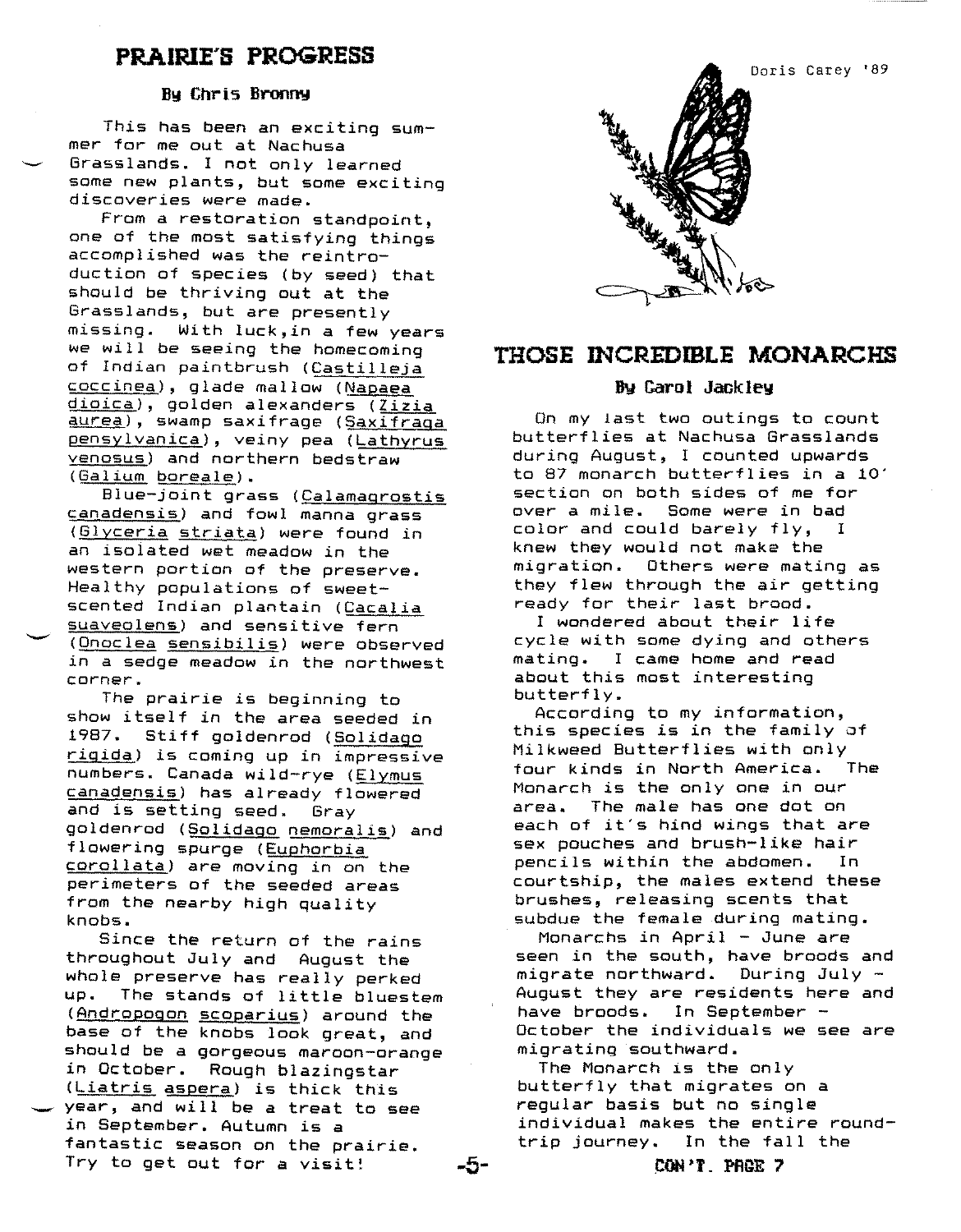## PRAIRIE'S PROGRESS

### By Chris Bronny

This has been an exciting summer for me out at Nachusa Grasslands. I not only learned some new plants, but some exciting discoveries were made.

From a restoration standpoint, one of the most satisfying things accomplished was the reintroduction of species (by seed) that should be thriving out at the Grasslands, but are presently missing. With luck,in a few years we will be seeing the homecoming of Indian paintbrush (Castilleja coccinea), glade mallow (Napaea dioica), golden alexanders (Zizia aurea), swamp saxifrage (Saxifraga pensylvanica), veiny pea (Lathyrus venosus) and northern bedstraw (Galium boreale).

Blue-joint grass (Calamagrostis canadensis) and fowl manna grass (Glyceria striata) were found in an isolated wet meadow in the western portion of the preserve. Healthy populations of sweet-scented Indian plantain (Cacalia suaveolens) and sensitive fern (Onoclea sensibilis) were observed in a sedge meadow in the northwest corner.

The prairie is beginning to show itself in the area seeded in 1987. Stiff goldenrod (Solidago rigida) is coming up in impressive numbers. Canada wild-rye (Elymus canadensis) has already flowered and is setting seed. Gray goldenrod (Solidago nemoralis) and flowering spurge (Euphorbia corollata) are moving in on the perimeters of the seeded areas from the nearby high quality knobs.

Since the return of the rains throughout July and August the whole preserve has really perked up. The stands of little bluestem (Andropogon scoparius) around the base of the knobs look great, and should be a gorgeous maroon-orange in October. Rough blazingstar (Liatris aspera) is thick this year, and will be a treat to see in September. Autumn is a fantastic season on the prairie. Try to get out for a visit!

Doris Carey '89

## THOSE INCREDIBLE MONARCHS

### By Carol Jackley

On my last two outings to count butterflies at Nachusa Grasslands during August, I counted upwards to 87 monarch butterflies in a 10' section on both sides of me for over a mile. Some were in bad color and could barely fly, I knew they would not make the migration. Others were mating as they flew through the air getting ready for their last brood.

I wondered about their life cycle with some dying and others mating. I came home and read about this most interesting butterfly.

According to my information, this species is in the family of Milkweed Butterflies with only four kinds in North America. The Monarch is the only one in our area. The male has one dot on each of it's hind wings that are sex pouches and brush-like hair pencils within the abdomen. In courtship, the males extend these brushes, releasing scents that subdue the female during mating.

Monarchs in April - June are seen in the south, have broods and migrate northward. During July - August they are residents here and have broods. In September - October the individuals we see are migrating southward.

The Monarch is the only butterfly that migrates on a regular basis but no single individual makes the entire round-trip journey. In the fall the

CON'T. PAGE 7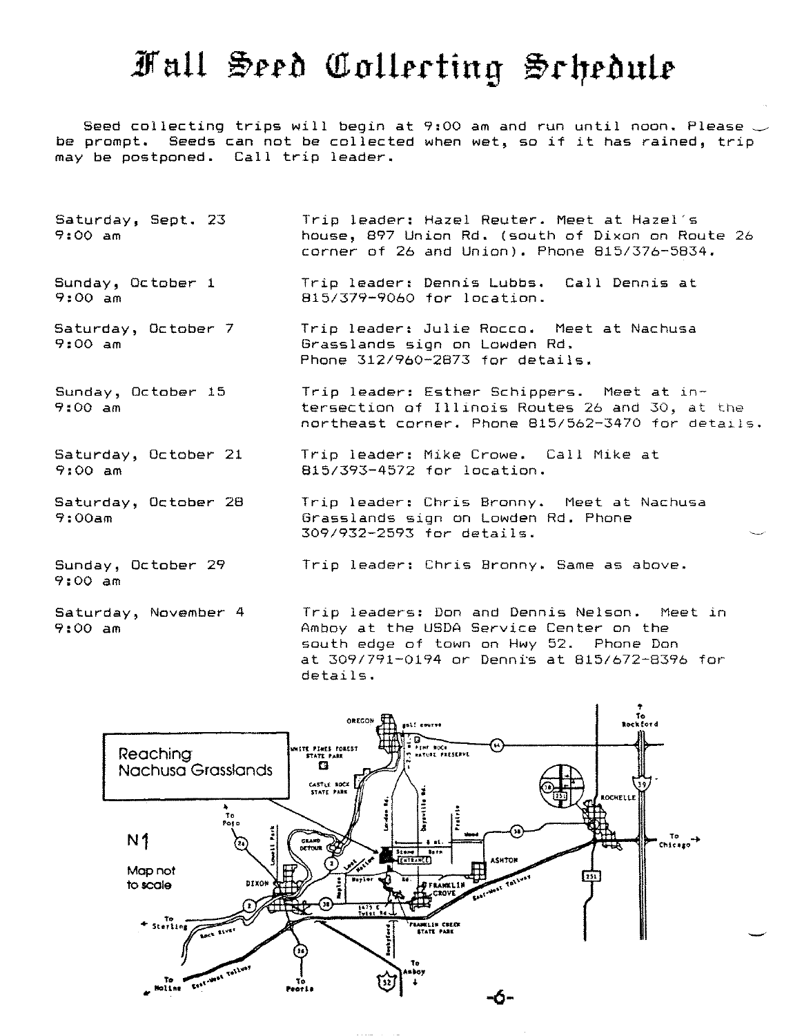# Fall Seed Collecting Schedule

Seed collecting trips will begin at 9:00 am and run until noon. Please be prompt. Seeds can not be collected when wet, so if it has rained, trip may be postponed. Call trip leader.

| | |
|---|---|
| Saturday, Sept. 23<br>9:00 am | Trip leader: Hazel Reuter. Meet at Hazel's house, 897 Union Rd. (south of Dixon on Route 26 corner of 26 and Union). Phone 815/376-5834. |
| Sunday, October 1<br>9:00 am | Trip leader: Dennis Lubbs. Call Dennis at 815/379-9060 for location. |
| Saturday, October 7<br>9:00 am | Trip leader: Julie Rocco. Meet at Nachusa Grasslands sign on Lowden Rd. Phone 312/960-2873 for details. |
| Sunday, October 15<br>9:00 am | Trip leader: Esther Schippers. Meet at intersection of Illinois Routes 26 and 30, at the northeast corner. Phone 815/562-3470 for details. |
| Saturday, October 21<br>9:00 am | Trip leader: Mike Crowe. Call Mike at 815/393-4572 for location. |
| Saturday, October 28<br>9:00am | Trip leader: Chris Bronny. Meet at Nachusa Grasslands sign on Lowden Rd. Phone 309/932-2593 for details. |
| Sunday, October 29<br>9:00 am | Trip leader: Chris Bronny. Same as above. |
| Saturday, November 4<br>9:00 am | Trip leaders: Don and Dennis Nelson. Meet in Amboy at the USDA Service Center on the south edge of town on Hwy 52. Phone Don at 309/791-0194 or Dennis at 815/672-8396 for details. |

Reaching Nachusa Grasslands

N ↑

Map not to scale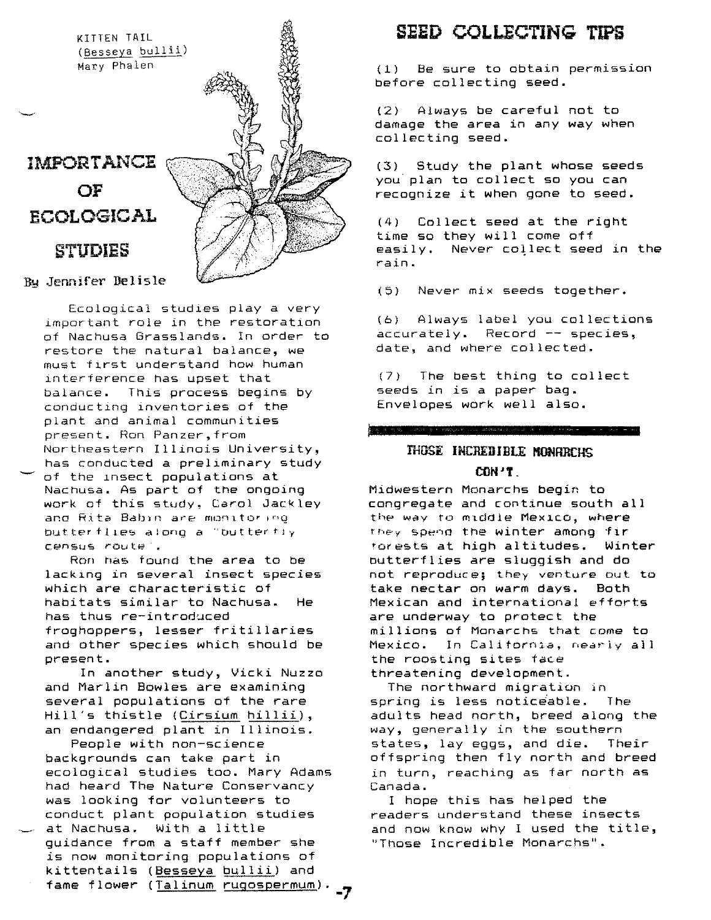KITTEN TAIL
(Besseya bullii)
Mary Phalen

# IMPORTANCE OF ECOLOGICAL STUDIES

By Jennifer Delisle

Ecological studies play a very important role in the restoration of Nachusa Grasslands. In order to restore the natural balance, we must first understand how human interference has upset that balance. This process begins by conducting inventories of the plant and animal communities present. Ron Panzer, from Northeastern Illinois University, has conducted a preliminary study of the insect populations at Nachusa. As part of the ongoing work of this study, Carol Jackley and Rita Babin are monitoring butterflies along a "butterfly census route".

Ron has found the area to be lacking in several insect species which are characteristic of habitats similar to Nachusa. He has thus re-introduced froghoppers, lesser fritillaries and other species which should be present.

In another study, Vicki Nuzzo and Marlin Bowles are examining several populations of the rare Hill's thistle (Cirsium hillii), an endangered plant in Illinois.

People with non-science backgrounds can take part in ecological studies too. Mary Adams had heard The Nature Conservancy was looking for volunteers to conduct plant population studies at Nachusa. With a little guidance from a staff member she is now monitoring populations of kittentails (Besseya bullii) and fame flower (Talinum rugospermum).

# SEED COLLECTING TIPS

(1) Be sure to obtain permission before collecting seed.

(2) Always be careful not to damage the area in any way when collecting seed.

(3) Study the plant whose seeds you plan to collect so you can recognize it when gone to seed.

(4) Collect seed at the right time so they will come off easily. Never collect seed in the rain.

(5) Never mix seeds together.

(6) Always label you collections accurately. Record -- species, date, and where collected.

(7) The best thing to collect seeds in is a paper bag. Envelopes work well also.

## THOSE INCREDIBLE MONARCHS CON'T.

Midwestern Monarchs begin to congregate and continue south all the way to middle Mexico, where they spend the winter among fir forests at high altitudes. Winter butterflies are sluggish and do not reproduce; they venture out to take nectar on warm days. Both Mexican and international efforts are underway to protect the millions of Monarchs that come to Mexico. In California, nearly all the roosting sites face threatening development.

The northward migration in spring is less noticeable. The adults head north, breed along the way, generally in the southern states, lay eggs, and die. Their offspring then fly north and breed in turn, reaching as far north as Canada.

I hope this has helped the readers understand these insects and now know why I used the title, "Those Incredible Monarchs".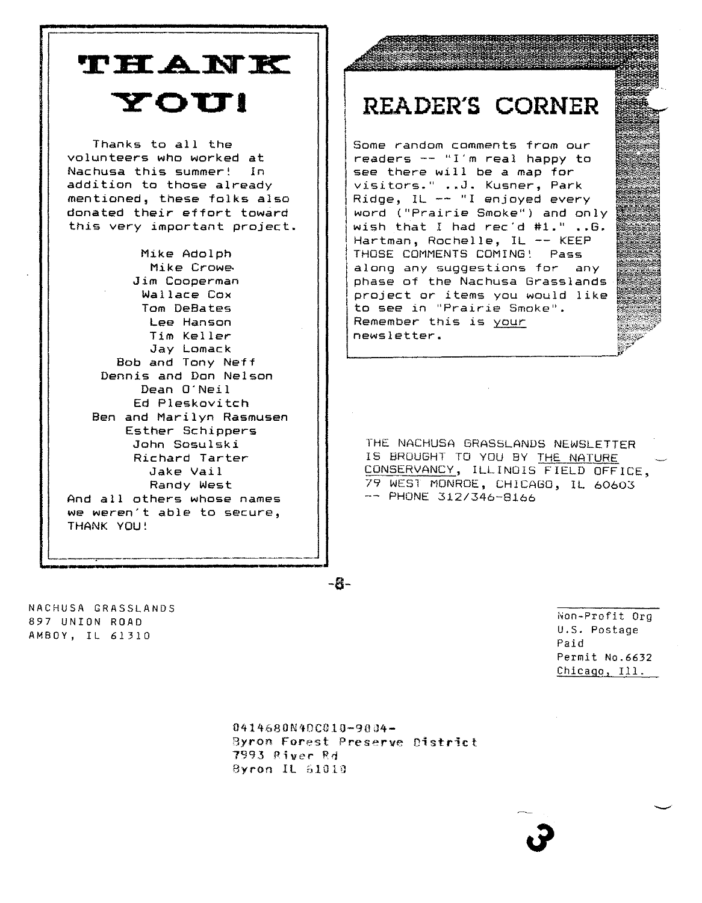# THANK YOU!

Thanks to all the volunteers who worked at Nachusa this summer! In addition to those already mentioned, these folks also donated their effort toward this very important project.

Mike Adolph
Mike Crowe
Jim Cooperman
Wallace Cox
Tom DeBates
Lee Hanson
Tim Keller
Jay Lomack
Bob and Tony Neff
Dennis and Don Nelson
Dean O'Neil
Ed Pleskovitch
Ben and Marilyn Rasmusen
Esther Schippers
John Sosulski
Richard Tarter
Jake Vail
Randy West

And all others whose names we weren't able to secure, THANK YOU!

# READER'S CORNER

Some random comments from our readers -- "I'm real happy to see there will be a map for visitors." ..J. Kusner, Park Ridge, IL -- "I enjoyed every word ("Prairie Smoke") and only wish that I had rec'd #1." ..G. Hartman, Rochelle, IL -- KEEP THOSE COMMENTS COMING! Pass along any suggestions for any phase of the Nachusa Grasslands project or items you would like to see in "Prairie Smoke". Remember this is *your* newsletter.

THE NACHUSA GRASSLANDS NEWSLETTER IS BROUGHT TO YOU BY THE NATURE CONSERVANCY, ILLINOIS FIELD OFFICE, 79 WEST MONROE, CHICAGO, IL 60603 -- PHONE 312/346-8166

NACHUSA GRASSLANDS
897 UNION ROAD
AMBOY, IL 61310

Non-Profit Org
U.S. Postage
Paid
Permit No.6632
Chicago, Ill.

0414680N4DC010-9004-
Byron Forest Preserve District
7993 River Rd
Byron IL 61010